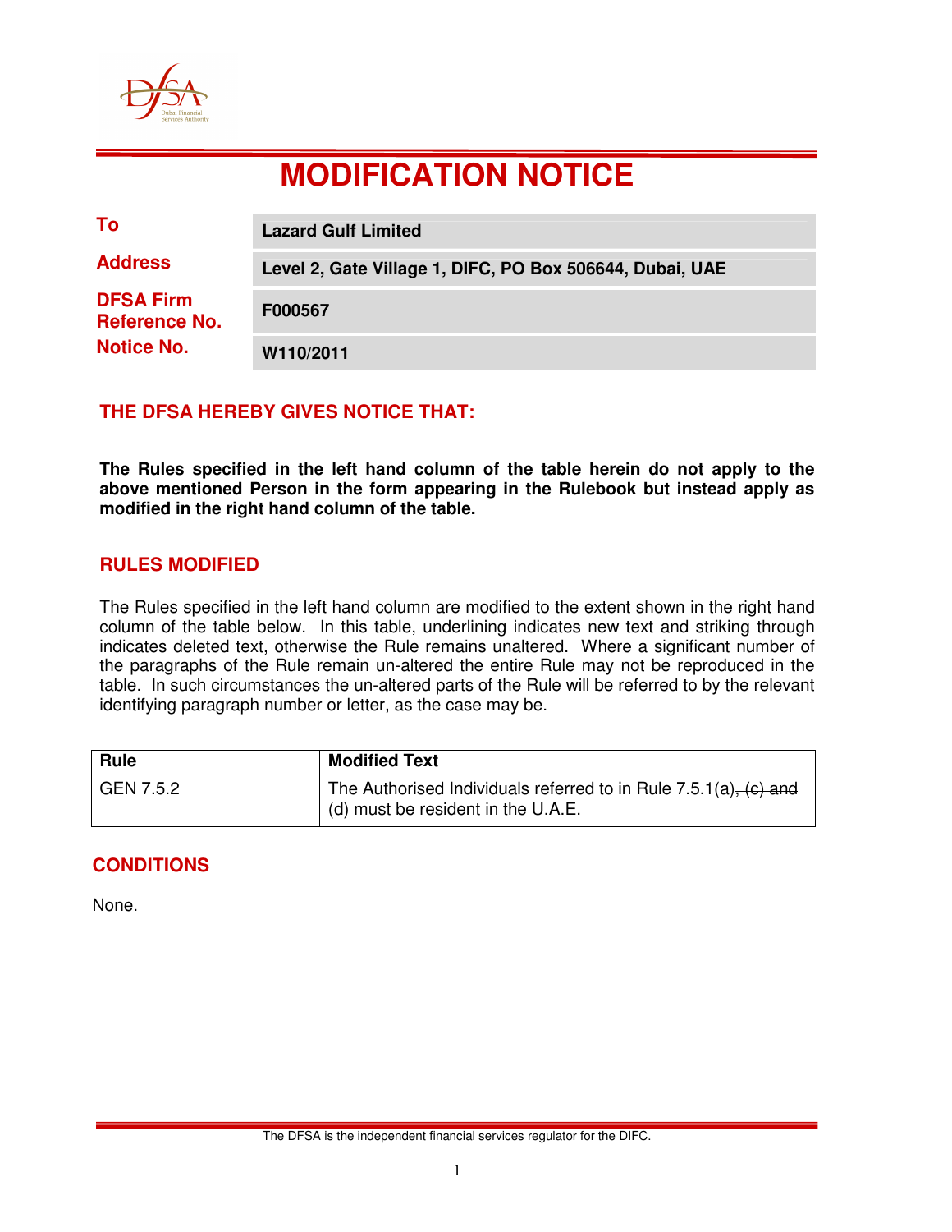# MODIFICATION NOTICE

| | |
|---|---|
| **To** | **Lazard Gulf Limited** |
| **Address** | **Level 2, Gate Village 1, DIFC, PO Box 506644, Dubai, UAE** |
| **DFSA Firm Reference No.** | **F000567** |
| **Notice No.** | **W110/2011** |

## THE DFSA HEREBY GIVES NOTICE THAT:

**The Rules specified in the left hand column of the table herein do not apply to the above mentioned Person in the form appearing in the Rulebook but instead apply as modified in the right hand column of the table.**

## RULES MODIFIED

The Rules specified in the left hand column are modified to the extent shown in the right hand column of the table below. In this table, underlining indicates new text and striking through indicates deleted text, otherwise the Rule remains unaltered. Where a significant number of the paragraphs of the Rule remain un-altered the entire Rule may not be reproduced in the table. In such circumstances the un-altered parts of the Rule will be referred to by the relevant identifying paragraph number or letter, as the case may be.

| Rule | Modified Text |
|---|---|
| GEN 7.5.2 | The Authorised Individuals referred to in Rule 7.5.1(a)~~, (c) and (d)~~ must be resident in the U.A.E. |

## CONDITIONS

None.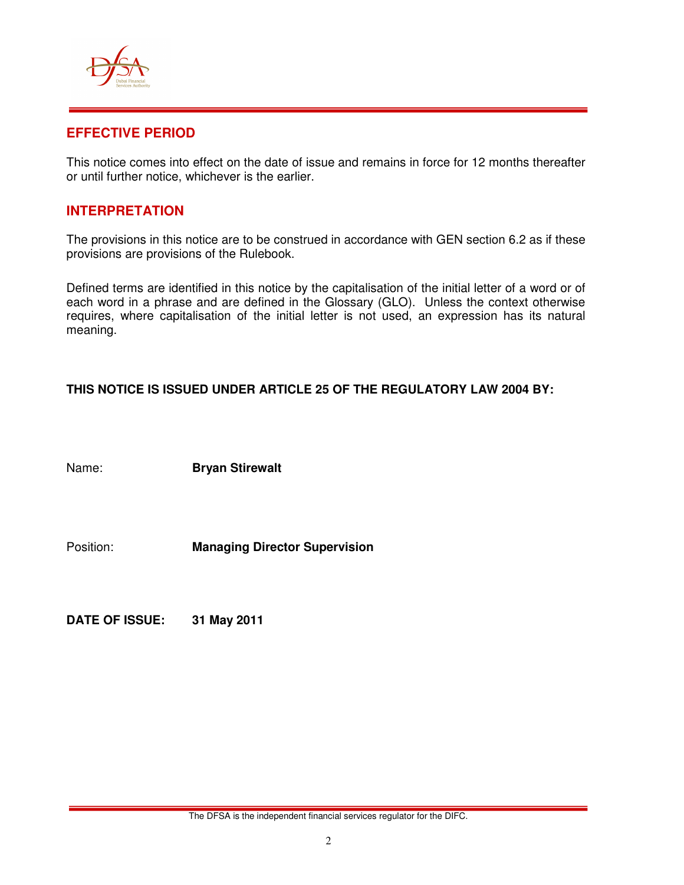## EFFECTIVE PERIOD

This notice comes into effect on the date of issue and remains in force for 12 months thereafter or until further notice, whichever is the earlier.

## INTERPRETATION

The provisions in this notice are to be construed in accordance with GEN section 6.2 as if these provisions are provisions of the Rulebook.

Defined terms are identified in this notice by the capitalisation of the initial letter of a word or of each word in a phrase and are defined in the Glossary (GLO). Unless the context otherwise requires, where capitalisation of the initial letter is not used, an expression has its natural meaning.

**THIS NOTICE IS ISSUED UNDER ARTICLE 25 OF THE REGULATORY LAW 2004 BY:**

Name: **Bryan Stirewalt**

Position: **Managing Director Supervision**

**DATE OF ISSUE: 31 May 2011**

The DFSA is the independent financial services regulator for the DIFC.